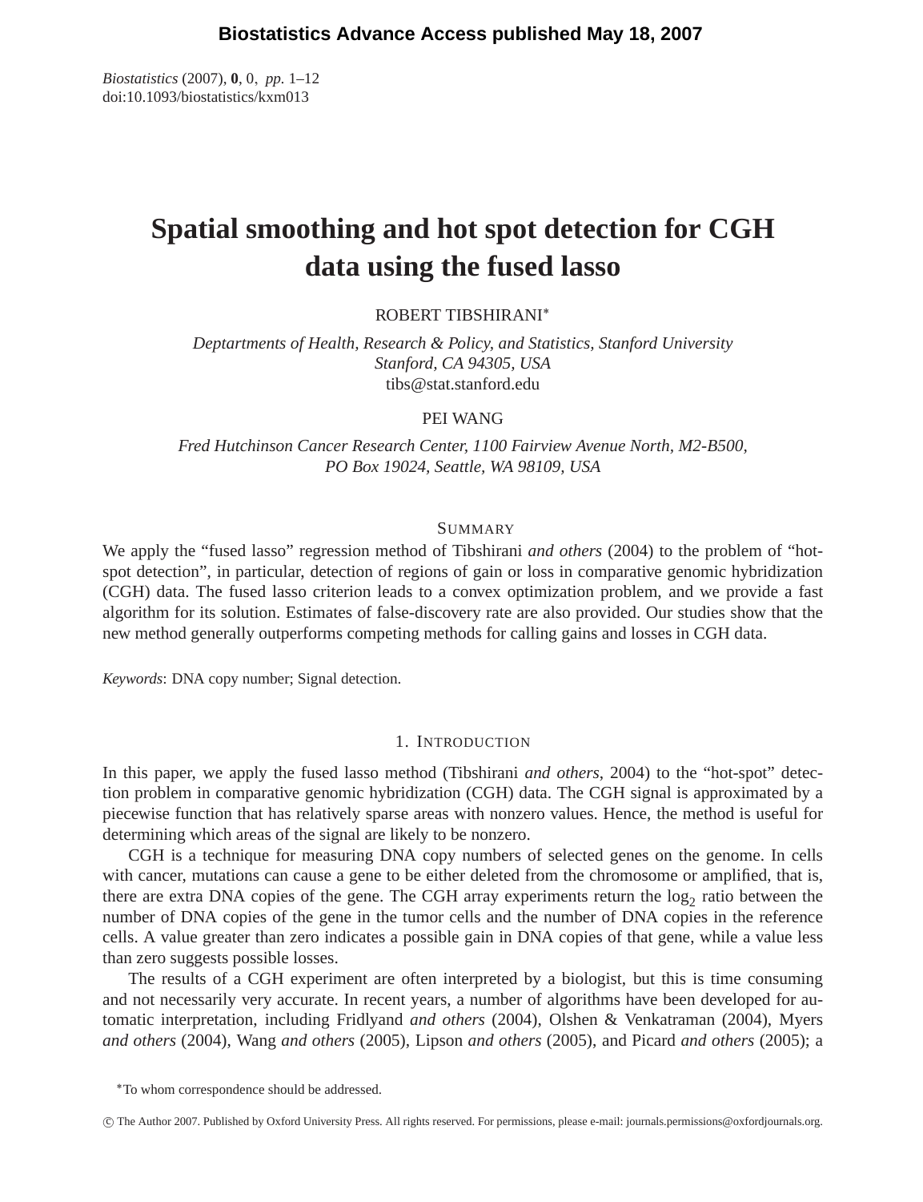# Spatial smoothing and hot spot detection for CGH data using the fused lasso

ROBERT TIBSHIRANI*

*Deptartments of Health, Research & Policy, and Statistics, Stanford University*
*Stanford, CA 94305, USA*
tibs@stat.stanford.edu

PEI WANG

*Fred Hutchinson Cancer Research Center, 1100 Fairview Avenue North, M2-B500,*
*PO Box 19024, Seattle, WA 98109, USA*

## SUMMARY

We apply the "fused lasso" regression method of Tibshirani *and others* (2004) to the problem of "hot-spot detection", in particular, detection of regions of gain or loss in comparative genomic hybridization (CGH) data. The fused lasso criterion leads to a convex optimization problem, and we provide a fast algorithm for its solution. Estimates of false-discovery rate are also provided. Our studies show that the new method generally outperforms competing methods for calling gains and losses in CGH data.

*Keywords*: DNA copy number; Signal detection.

## 1. INTRODUCTION

In this paper, we apply the fused lasso method (Tibshirani *and others*, 2004) to the "hot-spot" detection problem in comparative genomic hybridization (CGH) data. The CGH signal is approximated by a piecewise function that has relatively sparse areas with nonzero values. Hence, the method is useful for determining which areas of the signal are likely to be nonzero.

CGH is a technique for measuring DNA copy numbers of selected genes on the genome. In cells with cancer, mutations can cause a gene to be either deleted from the chromosome or amplified, that is, there are extra DNA copies of the gene. The CGH array experiments return the $\log_2$ ratio between the number of DNA copies of the gene in the tumor cells and the number of DNA copies in the reference cells. A value greater than zero indicates a possible gain in DNA copies of that gene, while a value less than zero suggests possible losses.

The results of a CGH experiment are often interpreted by a biologist, but this is time consuming and not necessarily very accurate. In recent years, a number of algorithms have been developed for automatic interpretation, including Fridlyand *and others* (2004), Olshen & Venkatraman (2004), Myers *and others* (2004), Wang *and others* (2005), Lipson *and others* (2005), and Picard *and others* (2005); a

*To whom correspondence should be addressed.

© The Author 2007. Published by Oxford University Press. All rights reserved. For permissions, please e-mail: journals.permissions@oxfordjournals.org.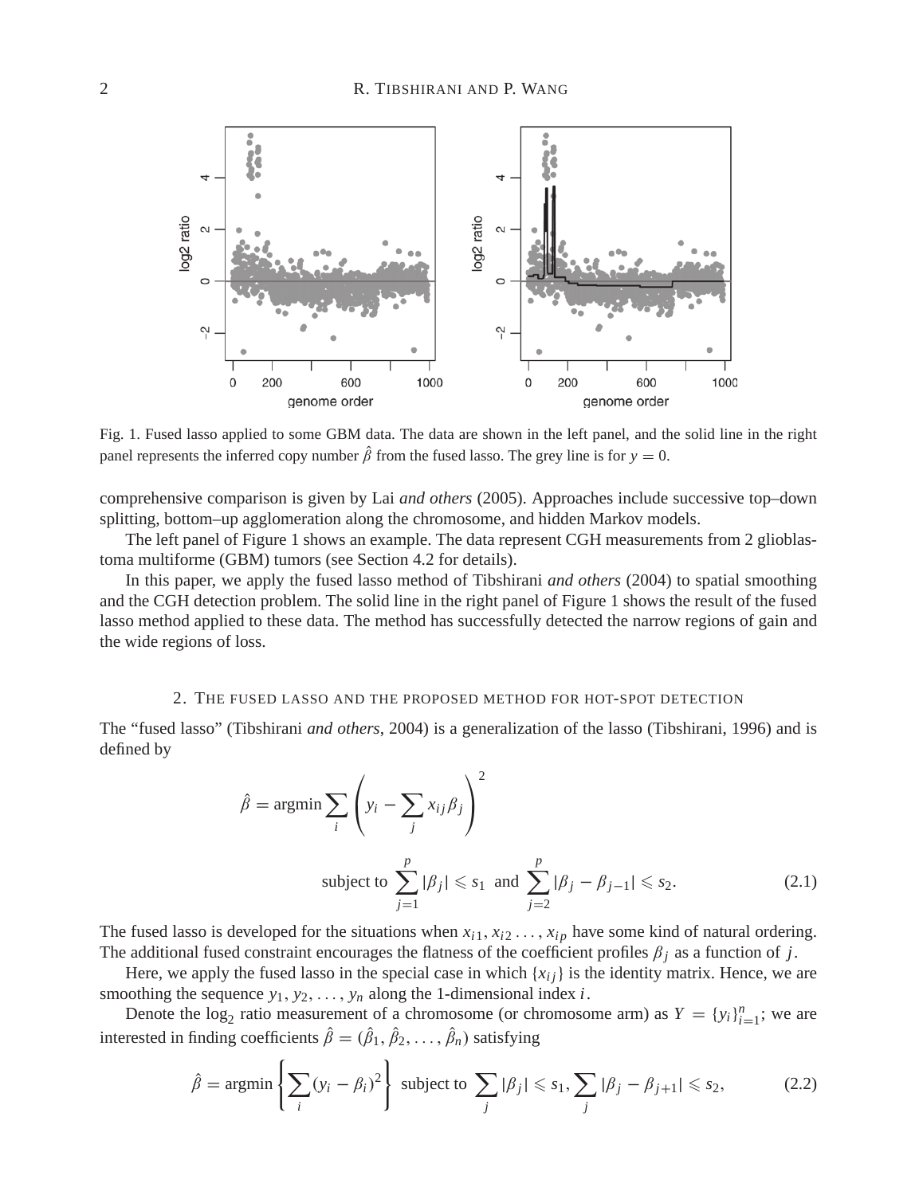Fig. 1. Fused lasso applied to some GBM data. The data are shown in the left panel, and the solid line in the right panel represents the inferred copy number $\hat{\beta}$ from the fused lasso. The grey line is for $y = 0$.

comprehensive comparison is given by Lai *and others* (2005). Approaches include successive top–down splitting, bottom–up agglomeration along the chromosome, and hidden Markov models.

The left panel of Figure 1 shows an example. The data represent CGH measurements from 2 glioblastoma multiforme (GBM) tumors (see Section 4.2 for details).

In this paper, we apply the fused lasso method of Tibshirani *and others* (2004) to spatial smoothing and the CGH detection problem. The solid line in the right panel of Figure 1 shows the result of the fused lasso method applied to these data. The method has successfully detected the narrow regions of gain and the wide regions of loss.

## 2. The fused lasso and the proposed method for hot-spot detection

The "fused lasso" (Tibshirani *and others*, 2004) is a generalization of the lasso (Tibshirani, 1996) and is defined by

$$\hat{\beta} = \operatorname{argmin} \sum_i \left( y_i - \sum_j x_{ij}\beta_j \right)^2$$

$$\text{subject to } \sum_{j=1}^{p} |\beta_j| \leqslant s_1 \text{ and } \sum_{j=2}^{p} |\beta_j - \beta_{j-1}| \leqslant s_2. \tag{2.1}$$

The fused lasso is developed for the situations when $x_{i1}, x_{i2} \ldots, x_{ip}$ have some kind of natural ordering. The additional fused constraint encourages the flatness of the coefficient profiles $\beta_j$ as a function of $j$.

Here, we apply the fused lasso in the special case in which $\{x_{ij}\}$ is the identity matrix. Hence, we are smoothing the sequence $y_1, y_2, \ldots, y_n$ along the 1-dimensional index $i$.

Denote the $\log_2$ ratio measurement of a chromosome (or chromosome arm) as $Y = \{y_i\}_{i=1}^{n}$; we are interested in finding coefficients $\hat{\beta} = (\hat{\beta}_1, \hat{\beta}_2, \ldots, \hat{\beta}_n)$ satisfying

$$\hat{\beta} = \operatorname{argmin} \left\{ \sum_i (y_i - \beta_i)^2 \right\} \text{ subject to } \sum_j |\beta_j| \leqslant s_1, \sum_j |\beta_j - \beta_{j+1}| \leqslant s_2, \tag{2.2}$$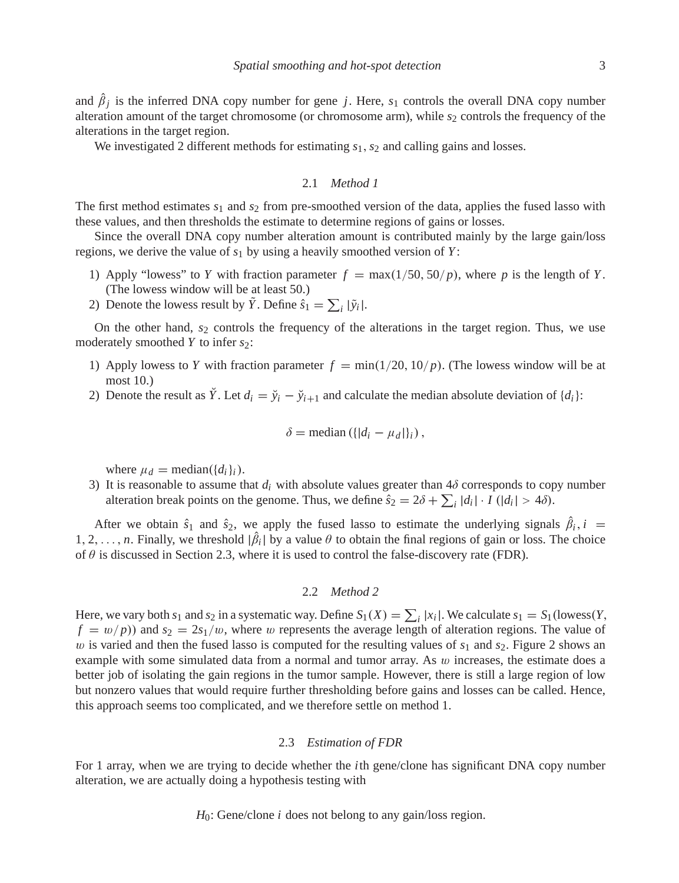and $\hat{\beta}_j$ is the inferred DNA copy number for gene $j$. Here, $s_1$ controls the overall DNA copy number alteration amount of the target chromosome (or chromosome arm), while $s_2$ controls the frequency of the alterations in the target region.

We investigated 2 different methods for estimating $s_1, s_2$ and calling gains and losses.

### 2.1 *Method 1*

The first method estimates $s_1$ and $s_2$ from pre-smoothed version of the data, applies the fused lasso with these values, and then thresholds the estimate to determine regions of gains or losses.

Since the overall DNA copy number alteration amount is contributed mainly by the large gain/loss regions, we derive the value of $s_1$ by using a heavily smoothed version of $Y$:

1) Apply "lowess" to $Y$ with fraction parameter $f = \max(1/50, 50/p)$, where $p$ is the length of $Y$. (The lowess window will be at least 50.)
2) Denote the lowess result by $\tilde{Y}$. Define $\hat{s}_1 = \sum_i |\tilde{y}_i|$.

On the other hand, $s_2$ controls the frequency of the alterations in the target region. Thus, we use moderately smoothed $Y$ to infer $s_2$:

1) Apply lowess to $Y$ with fraction parameter $f = \min(1/20, 10/p)$. (The lowess window will be at most 10.)
2) Denote the result as $\check{Y}$. Let $d_i = \check{y}_i - \check{y}_{i+1}$ and calculate the median absolute deviation of $\{d_i\}$:

$$\delta = \text{median}\left(\{|d_i - \mu_d|\}_i\right),$$

where $\mu_d = \text{median}(\{d_i\}_i)$.
3) It is reasonable to assume that $d_i$ with absolute values greater than $4\delta$ corresponds to copy number alteration break points on the genome. Thus, we define $\hat{s}_2 = 2\delta + \sum_i |d_i| \cdot I\,(|d_i| > 4\delta)$.

After we obtain $\hat{s}_1$ and $\hat{s}_2$, we apply the fused lasso to estimate the underlying signals $\hat{\beta}_i, i = 1, 2, \ldots, n$. Finally, we threshold $|\hat{\beta}_i|$ by a value $\theta$ to obtain the final regions of gain or loss. The choice of $\theta$ is discussed in Section 2.3, where it is used to control the false-discovery rate (FDR).

### 2.2 *Method 2*

Here, we vary both $s_1$ and $s_2$ in a systematic way. Define $S_1(X) = \sum_i |x_i|$. We calculate $s_1 = S_1(\text{lowess}(Y, f = w/p))$ and $s_2 = 2s_1/w$, where $w$ represents the average length of alteration regions. The value of $w$ is varied and then the fused lasso is computed for the resulting values of $s_1$ and $s_2$. Figure 2 shows an example with some simulated data from a normal and tumor array. As $w$ increases, the estimate does a better job of isolating the gain regions in the tumor sample. However, there is still a large region of low but nonzero values that would require further thresholding before gains and losses can be called. Hence, this approach seems too complicated, and we therefore settle on method 1.

### 2.3 *Estimation of FDR*

For 1 array, when we are trying to decide whether the $i$th gene/clone has significant DNA copy number alteration, we are actually doing a hypothesis testing with

$H_0$: Gene/clone $i$ does not belong to any gain/loss region.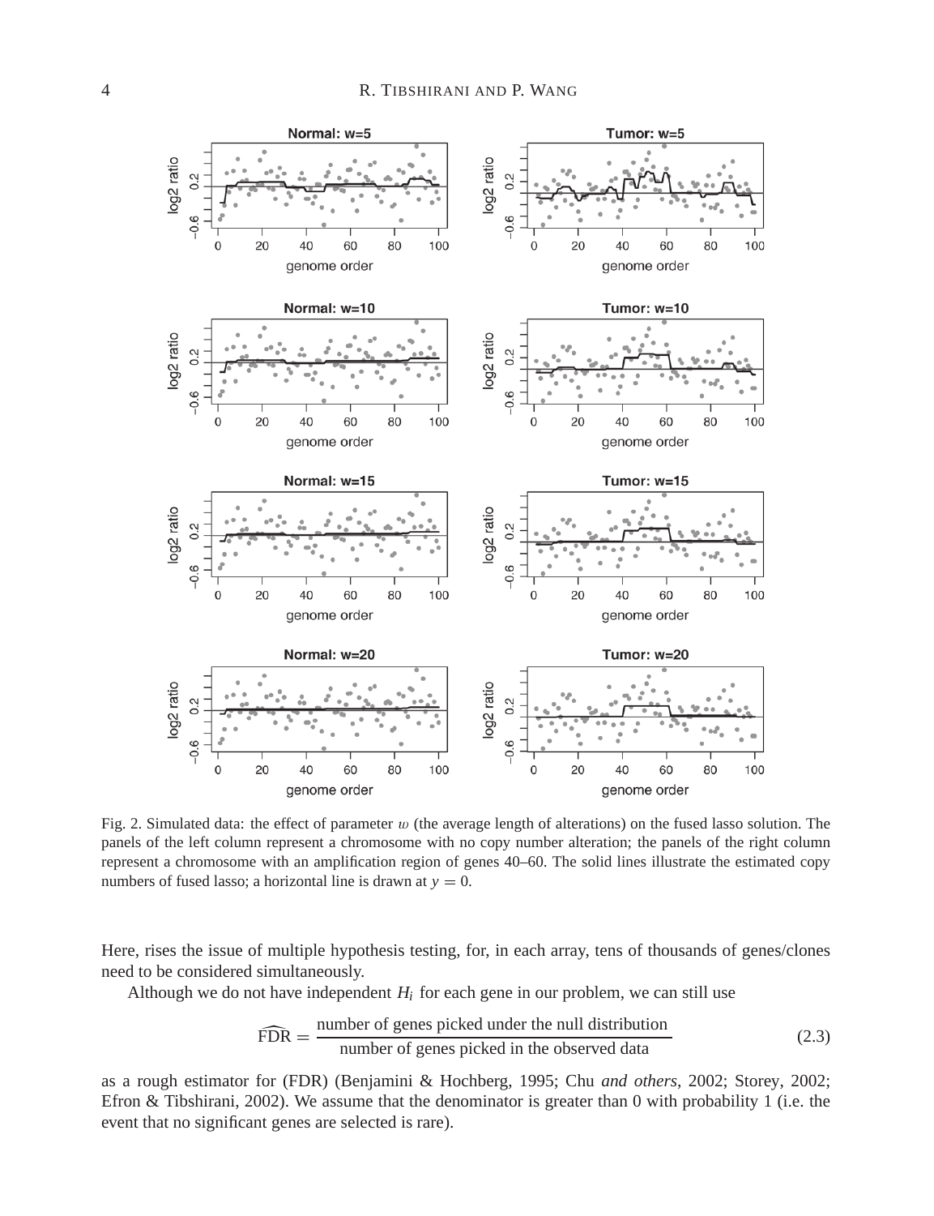Fig. 2. Simulated data: the effect of parameter $w$ (the average length of alterations) on the fused lasso solution. The panels of the left column represent a chromosome with no copy number alteration; the panels of the right column represent a chromosome with an amplification region of genes 40–60. The solid lines illustrate the estimated copy numbers of fused lasso; a horizontal line is drawn at $y = 0$.

Here, rises the issue of multiple hypothesis testing, for, in each array, tens of thousands of genes/clones need to be considered simultaneously.

Although we do not have independent $H_i$ for each gene in our problem, we can still use

$$\widehat{\text{FDR}} = \frac{\text{number of genes picked under the null distribution}}{\text{number of genes picked in the observed data}} \tag{2.3}$$

as a rough estimator for (FDR) (Benjamini & Hochberg, 1995; Chu *and others*, 2002; Storey, 2002; Efron & Tibshirani, 2002). We assume that the denominator is greater than 0 with probability 1 (i.e. the event that no significant genes are selected is rare).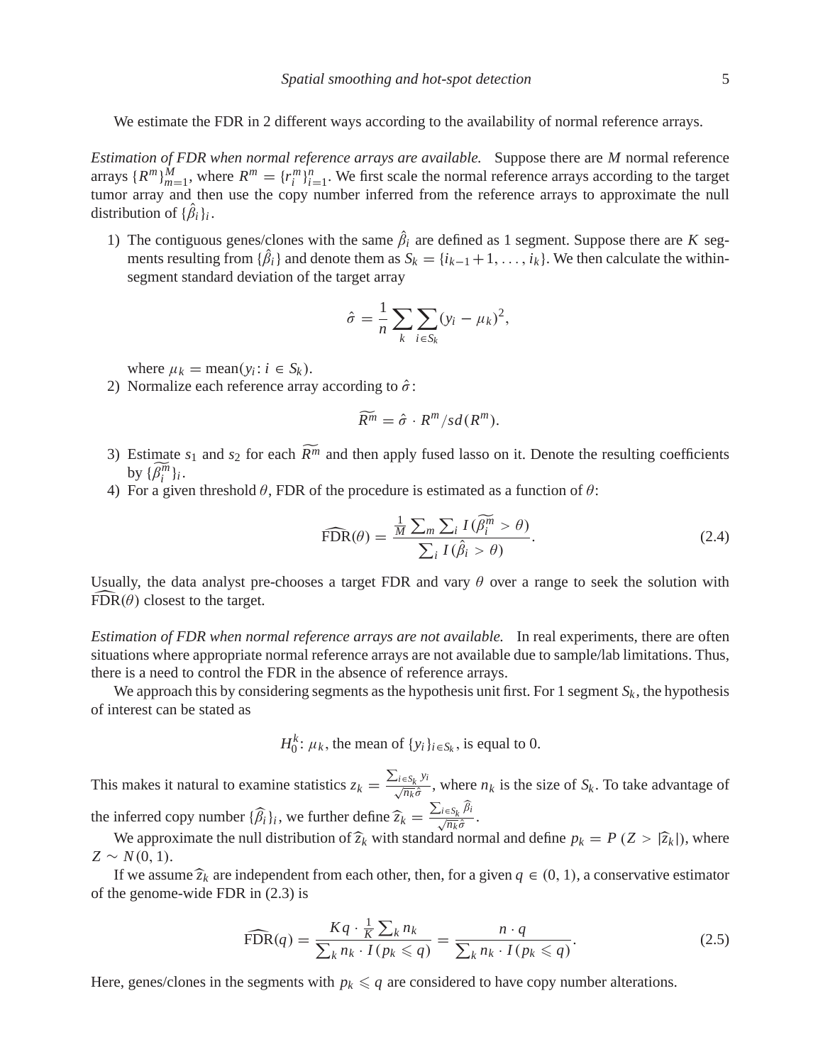We estimate the FDR in 2 different ways according to the availability of normal reference arrays.

*Estimation of FDR when normal reference arrays are available.* Suppose there are $M$ normal reference arrays $\{R^m\}_{m=1}^M$, where $R^m = \{r_i^m\}_{i=1}^n$. We first scale the normal reference arrays according to the target tumor array and then use the copy number inferred from the reference arrays to approximate the null distribution of $\{\hat{\beta}_i\}_i$.

1) The contiguous genes/clones with the same $\hat{\beta}_i$ are defined as 1 segment. Suppose there are $K$ segments resulting from $\{\hat{\beta}_i\}$ and denote them as $S_k = \{i_{k-1}+1, \ldots, i_k\}$. We then calculate the within-segment standard deviation of the target array

$$\hat{\sigma} = \frac{1}{n} \sum_k \sum_{i \in S_k} (y_i - \mu_k)^2,$$

where $\mu_k = \text{mean}(y_i \colon i \in S_k)$.

2) Normalize each reference array according to $\hat{\sigma}$:

$$\widetilde{R^m} = \hat{\sigma} \cdot R^m / sd(R^m).$$

3) Estimate $s_1$ and $s_2$ for each $\widetilde{R^m}$ and then apply fused lasso on it. Denote the resulting coefficients by $\{\widetilde{\beta_i^m}\}_i$.

4) For a given threshold $\theta$, FDR of the procedure is estimated as a function of $\theta$:

$$\widehat{\text{FDR}}(\theta) = \frac{\frac{1}{M} \sum_m \sum_i I(\widetilde{\beta_i^m} > \theta)}{\sum_i I(\hat{\beta}_i > \theta)}. \tag{2.4}$$

Usually, the data analyst pre-chooses a target FDR and vary $\theta$ over a range to seek the solution with $\widehat{\text{FDR}}(\theta)$ closest to the target.

*Estimation of FDR when normal reference arrays are not available.* In real experiments, there are often situations where appropriate normal reference arrays are not available due to sample/lab limitations. Thus, there is a need to control the FDR in the absence of reference arrays.

We approach this by considering segments as the hypothesis unit first. For 1 segment $S_k$, the hypothesis of interest can be stated as

$$H_0^k \colon \mu_k, \text{ the mean of } \{y_i\}_{i \in S_k}, \text{ is equal to } 0.$$

This makes it natural to examine statistics $z_k = \frac{\sum_{i \in S_k} y_i}{\sqrt{n_k} \hat{\sigma}}$, where $n_k$ is the size of $S_k$. To take advantage of the inferred copy number $\{\widehat{\beta}_i\}_i$, we further define $\widehat{z}_k = \frac{\sum_{i \in S_k} \widehat{\beta}_i}{\sqrt{n_k} \hat{\sigma}}$.

We approximate the null distribution of $\widehat{z}_k$ with standard normal and define $p_k = P\,(Z > |\widehat{z}_k|)$, where $Z \sim N(0, 1)$.

If we assume $\widehat{z}_k$ are independent from each other, then, for a given $q \in (0, 1)$, a conservative estimator of the genome-wide FDR in (2.3) is

$$\widehat{\text{FDR}}(q) = \frac{Kq \cdot \frac{1}{K} \sum_k n_k}{\sum_k n_k \cdot I(p_k \leqslant q)} = \frac{n \cdot q}{\sum_k n_k \cdot I(p_k \leqslant q)}. \tag{2.5}$$

Here, genes/clones in the segments with $p_k \leqslant q$ are considered to have copy number alterations.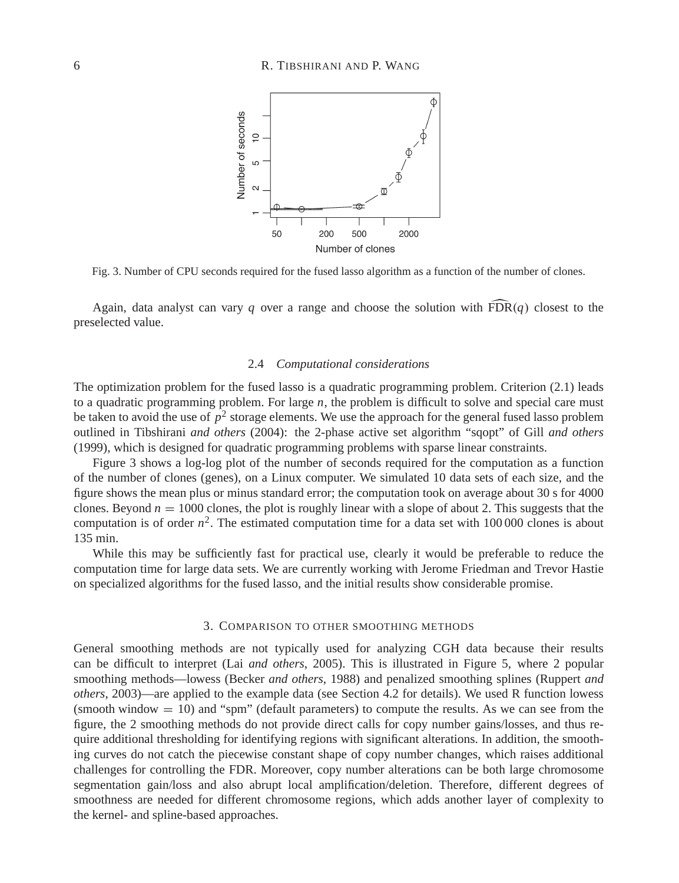Fig. 3. Number of CPU seconds required for the fused lasso algorithm as a function of the number of clones.

Again, data analyst can vary $q$ over a range and choose the solution with $\widehat{\text{FDR}}(q)$ closest to the preselected value.

### 2.4 *Computational considerations*

The optimization problem for the fused lasso is a quadratic programming problem. Criterion (2.1) leads to a quadratic programming problem. For large $n$, the problem is difficult to solve and special care must be taken to avoid the use of $p^2$ storage elements. We use the approach for the general fused lasso problem outlined in Tibshirani *and others* (2004): the 2-phase active set algorithm "sqopt" of Gill *and others* (1999), which is designed for quadratic programming problems with sparse linear constraints.

Figure 3 shows a log-log plot of the number of seconds required for the computation as a function of the number of clones (genes), on a Linux computer. We simulated 10 data sets of each size, and the figure shows the mean plus or minus standard error; the computation took on average about 30 s for 4000 clones. Beyond $n = 1000$ clones, the plot is roughly linear with a slope of about 2. This suggests that the computation is of order $n^2$. The estimated computation time for a data set with 100 000 clones is about 135 min.

While this may be sufficiently fast for practical use, clearly it would be preferable to reduce the computation time for large data sets. We are currently working with Jerome Friedman and Trevor Hastie on specialized algorithms for the fused lasso, and the initial results show considerable promise.

## 3. Comparison to other smoothing methods

General smoothing methods are not typically used for analyzing CGH data because their results can be difficult to interpret (Lai *and others*, 2005). This is illustrated in Figure 5, where 2 popular smoothing methods—lowess (Becker *and others*, 1988) and penalized smoothing splines (Ruppert *and others*, 2003)—are applied to the example data (see Section 4.2 for details). We used R function lowess (smooth window $= 10$) and "spm" (default parameters) to compute the results. As we can see from the figure, the 2 smoothing methods do not provide direct calls for copy number gains/losses, and thus require additional thresholding for identifying regions with significant alterations. In addition, the smoothing curves do not catch the piecewise constant shape of copy number changes, which raises additional challenges for controlling the FDR. Moreover, copy number alterations can be both large chromosome segmentation gain/loss and also abrupt local amplification/deletion. Therefore, different degrees of smoothness are needed for different chromosome regions, which adds another layer of complexity to the kernel- and spline-based approaches.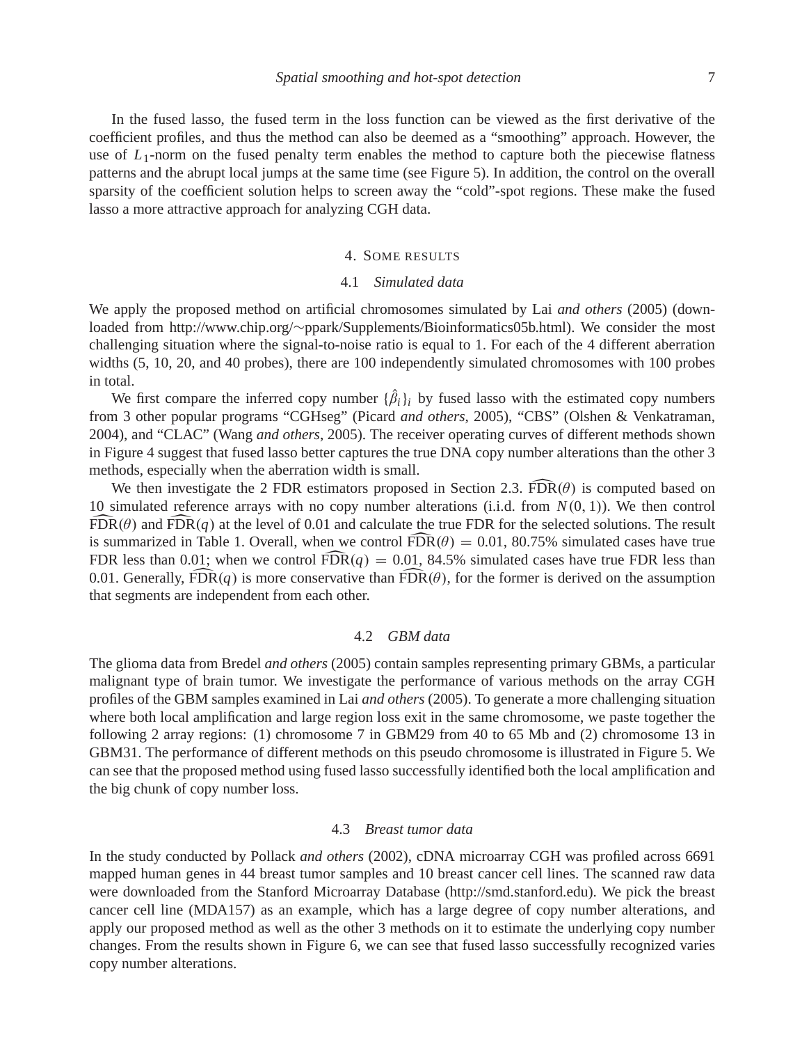In the fused lasso, the fused term in the loss function can be viewed as the first derivative of the coefficient profiles, and thus the method can also be deemed as a "smoothing" approach. However, the use of $L_1$-norm on the fused penalty term enables the method to capture both the piecewise flatness patterns and the abrupt local jumps at the same time (see Figure 5). In addition, the control on the overall sparsity of the coefficient solution helps to screen away the "cold"-spot regions. These make the fused lasso a more attractive approach for analyzing CGH data.

## 4. Some results

### 4.1 *Simulated data*

We apply the proposed method on artificial chromosomes simulated by Lai *and others* (2005) (downloaded from http://www.chip.org/∼ppark/Supplements/Bioinformatics05b.html). We consider the most challenging situation where the signal-to-noise ratio is equal to 1. For each of the 4 different aberration widths (5, 10, 20, and 40 probes), there are 100 independently simulated chromosomes with 100 probes in total.

We first compare the inferred copy number $\{\hat{\beta}_i\}_i$ by fused lasso with the estimated copy numbers from 3 other popular programs "CGHseg" (Picard *and others*, 2005), "CBS" (Olshen & Venkatraman, 2004), and "CLAC" (Wang *and others*, 2005). The receiver operating curves of different methods shown in Figure 4 suggest that fused lasso better captures the true DNA copy number alterations than the other 3 methods, especially when the aberration width is small.

We then investigate the 2 FDR estimators proposed in Section 2.3. $\widehat{\mathrm{FDR}}(\theta)$ is computed based on 10 simulated reference arrays with no copy number alterations (i.i.d. from $N(0,1)$). We then control $\widehat{\mathrm{FDR}}(\theta)$ and $\widehat{\mathrm{FDR}}(q)$ at the level of 0.01 and calculate the true FDR for the selected solutions. The result is summarized in Table 1. Overall, when we control $\widehat{\mathrm{FDR}}(\theta) = 0.01$, 80.75% simulated cases have true FDR less than 0.01; when we control $\widehat{\mathrm{FDR}}(q) = 0.01$, 84.5% simulated cases have true FDR less than 0.01. Generally, $\widehat{\mathrm{FDR}}(q)$ is more conservative than $\widehat{\mathrm{FDR}}(\theta)$, for the former is derived on the assumption that segments are independent from each other.

### 4.2 *GBM data*

The glioma data from Bredel *and others* (2005) contain samples representing primary GBMs, a particular malignant type of brain tumor. We investigate the performance of various methods on the array CGH profiles of the GBM samples examined in Lai *and others* (2005). To generate a more challenging situation where both local amplification and large region loss exit in the same chromosome, we paste together the following 2 array regions: (1) chromosome 7 in GBM29 from 40 to 65 Mb and (2) chromosome 13 in GBM31. The performance of different methods on this pseudo chromosome is illustrated in Figure 5. We can see that the proposed method using fused lasso successfully identified both the local amplification and the big chunk of copy number loss.

### 4.3 *Breast tumor data*

In the study conducted by Pollack *and others* (2002), cDNA microarray CGH was profiled across 6691 mapped human genes in 44 breast tumor samples and 10 breast cancer cell lines. The scanned raw data were downloaded from the Stanford Microarray Database (http://smd.stanford.edu). We pick the breast cancer cell line (MDA157) as an example, which has a large degree of copy number alterations, and apply our proposed method as well as the other 3 methods on it to estimate the underlying copy number changes. From the results shown in Figure 6, we can see that fused lasso successfully recognized varies copy number alterations.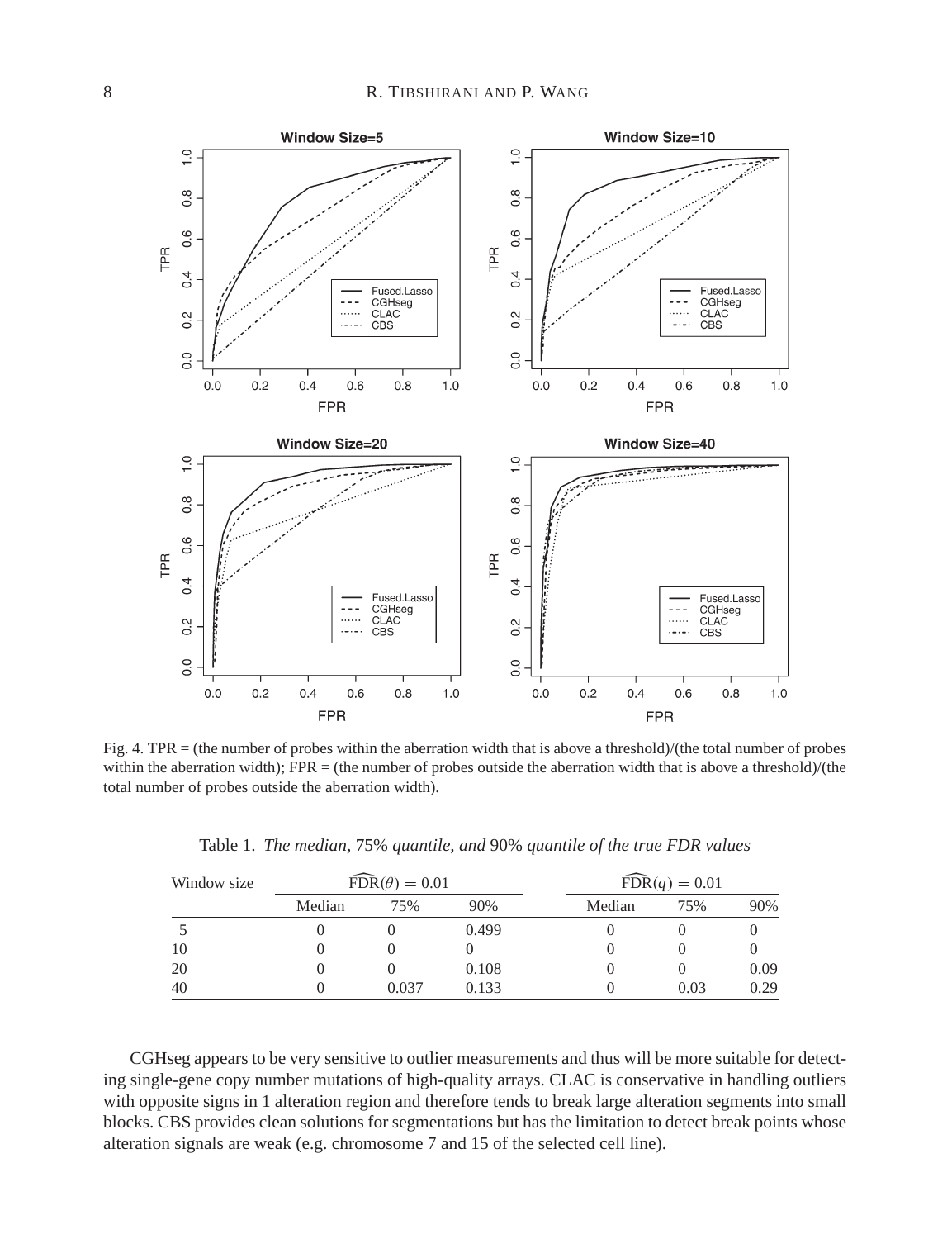Fig. 4. TPR = (the number of probes within the aberration width that is above a threshold)/(the total number of probes within the aberration width); FPR = (the number of probes outside the aberration width that is above a threshold)/(the total number of probes outside the aberration width).

Table 1. *The median,* 75% *quantile, and* 90% *quantile of the true FDR values*

| Window size | $\widehat{\text{FDR}}(\theta) = 0.01$ | | | $\widehat{\text{FDR}}(q) = 0.01$ | | |
|---|---|---|---|---|---|---|
| | Median | 75% | 90% | Median | 75% | 90% |
| 5 | 0 | 0 | 0.499 | 0 | 0 | 0 |
| 10 | 0 | 0 | 0 | 0 | 0 | 0 |
| 20 | 0 | 0 | 0.108 | 0 | 0 | 0.09 |
| 40 | 0 | 0.037 | 0.133 | 0 | 0.03 | 0.29 |

CGHseg appears to be very sensitive to outlier measurements and thus will be more suitable for detecting single-gene copy number mutations of high-quality arrays. CLAC is conservative in handling outliers with opposite signs in 1 alteration region and therefore tends to break large alteration segments into small blocks. CBS provides clean solutions for segmentations but has the limitation to detect break points whose alteration signals are weak (e.g. chromosome 7 and 15 of the selected cell line).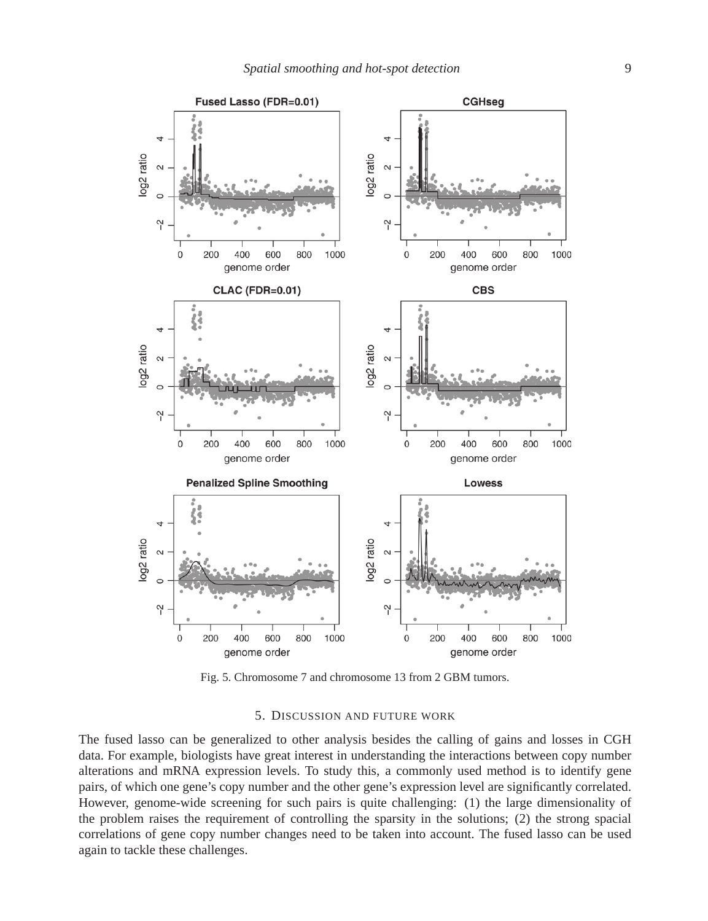Fig. 5. Chromosome 7 and chromosome 13 from 2 GBM tumors.

## 5. Discussion and future work

The fused lasso can be generalized to other analysis besides the calling of gains and losses in CGH data. For example, biologists have great interest in understanding the interactions between copy number alterations and mRNA expression levels. To study this, a commonly used method is to identify gene pairs, of which one gene's copy number and the other gene's expression level are significantly correlated. However, genome-wide screening for such pairs is quite challenging: (1) the large dimensionality of the problem raises the requirement of controlling the sparsity in the solutions; (2) the strong spacial correlations of gene copy number changes need to be taken into account. The fused lasso can be used again to tackle these challenges.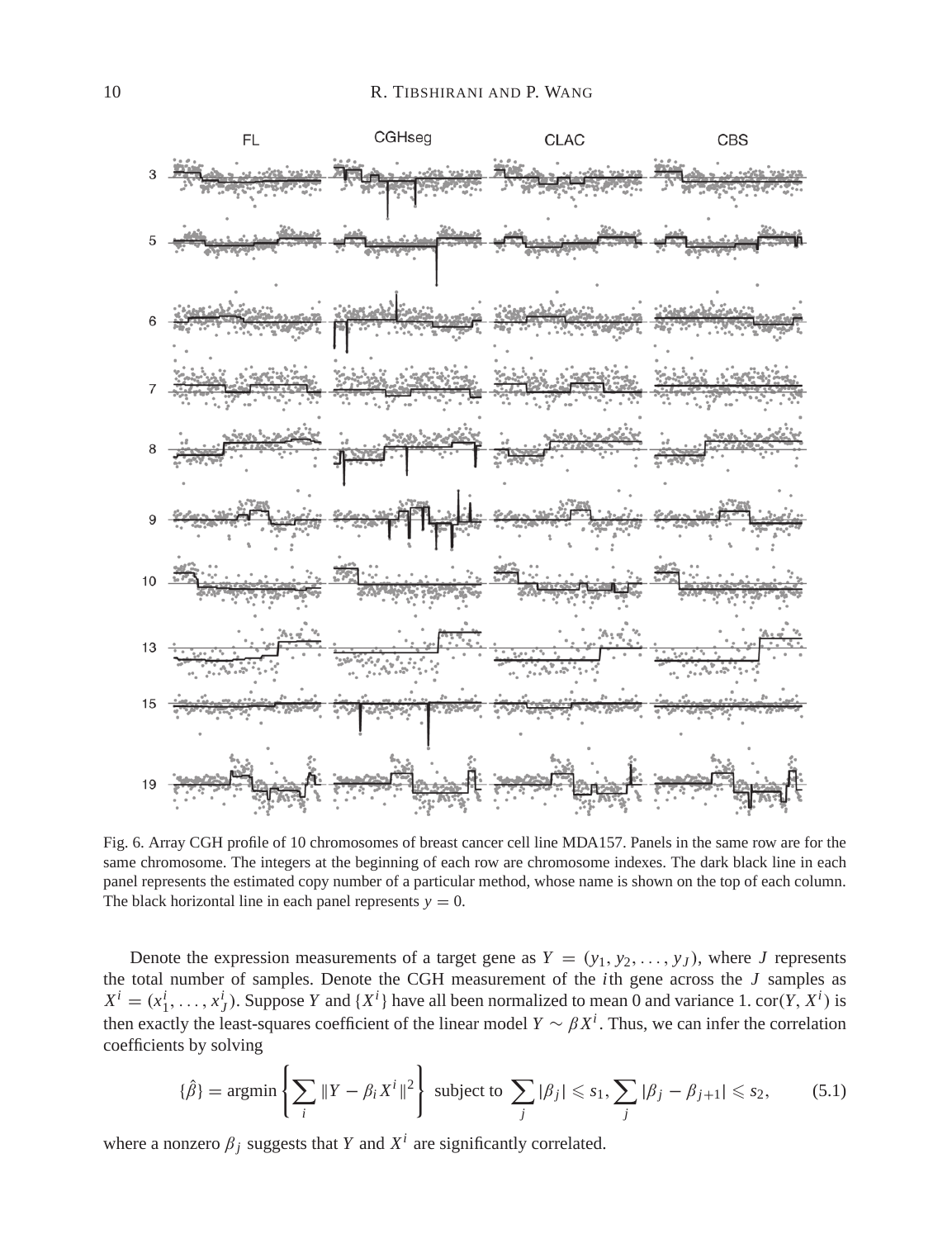Fig. 6. Array CGH profile of 10 chromosomes of breast cancer cell line MDA157. Panels in the same row are for the same chromosome. The integers at the beginning of each row are chromosome indexes. The dark black line in each panel represents the estimated copy number of a particular method, whose name is shown on the top of each column. The black horizontal line in each panel represents $y = 0$.

Denote the expression measurements of a target gene as $Y = (y_1, y_2, \ldots, y_J)$, where $J$ represents the total number of samples. Denote the CGH measurement of the $i$th gene across the $J$ samples as $X^i = (x_1^i, \ldots, x_J^i)$. Suppose $Y$ and $\{X^i\}$ have all been normalized to mean 0 and variance 1. $\text{cor}(Y, X^i)$ is then exactly the least-squares coefficient of the linear model $Y \sim \beta X^i$. Thus, we can infer the correlation coefficients by solving

$$\{\hat{\beta}\} = \text{argmin} \left\{ \sum_i \|Y - \beta_i X^i\|^2 \right\} \text{ subject to } \sum_j |\beta_j| \leqslant s_1, \sum_j |\beta_j - \beta_{j+1}| \leqslant s_2, \tag{5.1}$$

where a nonzero $\beta_j$ suggests that $Y$ and $X^i$ are significantly correlated.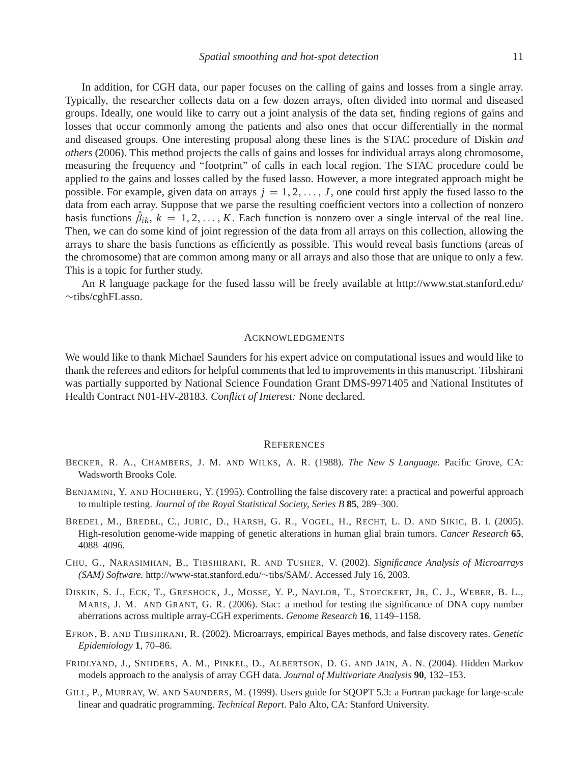In addition, for CGH data, our paper focuses on the calling of gains and losses from a single array. Typically, the researcher collects data on a few dozen arrays, often divided into normal and diseased groups. Ideally, one would like to carry out a joint analysis of the data set, finding regions of gains and losses that occur commonly among the patients and also ones that occur differentially in the normal and diseased groups. One interesting proposal along these lines is the STAC procedure of Diskin *and others* (2006). This method projects the calls of gains and losses for individual arrays along chromosome, measuring the frequency and "footprint" of calls in each local region. The STAC procedure could be applied to the gains and losses called by the fused lasso. However, a more integrated approach might be possible. For example, given data on arrays $j = 1, 2, \ldots, J$, one could first apply the fused lasso to the data from each array. Suppose that we parse the resulting coefficient vectors into a collection of nonzero basis functions $\hat{\beta}_{ik}$, $k = 1, 2, \ldots, K$. Each function is nonzero over a single interval of the real line. Then, we can do some kind of joint regression of the data from all arrays on this collection, allowing the arrays to share the basis functions as efficiently as possible. This would reveal basis functions (areas of the chromosome) that are common among many or all arrays and also those that are unique to only a few. This is a topic for further study.

An R language package for the fused lasso will be freely available at http://www.stat.stanford.edu/∼tibs/cghFLasso.

## Acknowledgments

We would like to thank Michael Saunders for his expert advice on computational issues and would like to thank the referees and editors for helpful comments that led to improvements in this manuscript. Tibshirani was partially supported by National Science Foundation Grant DMS-9971405 and National Institutes of Health Contract N01-HV-28183. *Conflict of Interest:* None declared.

## References

Becker, R. A., Chambers, J. M. and Wilks, A. R. (1988). *The New S Language*. Pacific Grove, CA: Wadsworth Brooks Cole.

Benjamini, Y. and Hochberg, Y. (1995). Controlling the false discovery rate: a practical and powerful approach to multiple testing. *Journal of the Royal Statistical Society, Series B* **85**, 289–300.

Bredel, M., Bredel, C., Juric, D., Harsh, G. R., Vogel, H., Recht, L. D. and Sikic, B. I. (2005). High-resolution genome-wide mapping of genetic alterations in human glial brain tumors. *Cancer Research* **65**, 4088–4096.

Chu, G., Narasimhan, B., Tibshirani, R. and Tusher, V. (2002). *Significance Analysis of Microarrays (SAM) Software.* http://www-stat.stanford.edu/∼tibs/SAM/. Accessed July 16, 2003.

Diskin, S. J., Eck, T., Greshock, J., Mosse, Y. P., Naylor, T., Stoeckert, Jr, C. J., Weber, B. L., Maris, J. M. and Grant, G. R. (2006). Stac: a method for testing the significance of DNA copy number aberrations across multiple array-CGH experiments. *Genome Research* **16**, 1149–1158.

Efron, B. and Tibshirani, R. (2002). Microarrays, empirical Bayes methods, and false discovery rates. *Genetic Epidemiology* **1**, 70–86.

Fridlyand, J., Snijders, A. M., Pinkel, D., Albertson, D. G. and Jain, A. N. (2004). Hidden Markov models approach to the analysis of array CGH data. *Journal of Multivariate Analysis* **90**, 132–153.

Gill, P., Murray, W. and Saunders, M. (1999). Users guide for SQOPT 5.3: a Fortran package for large-scale linear and quadratic programming. *Technical Report*. Palo Alto, CA: Stanford University.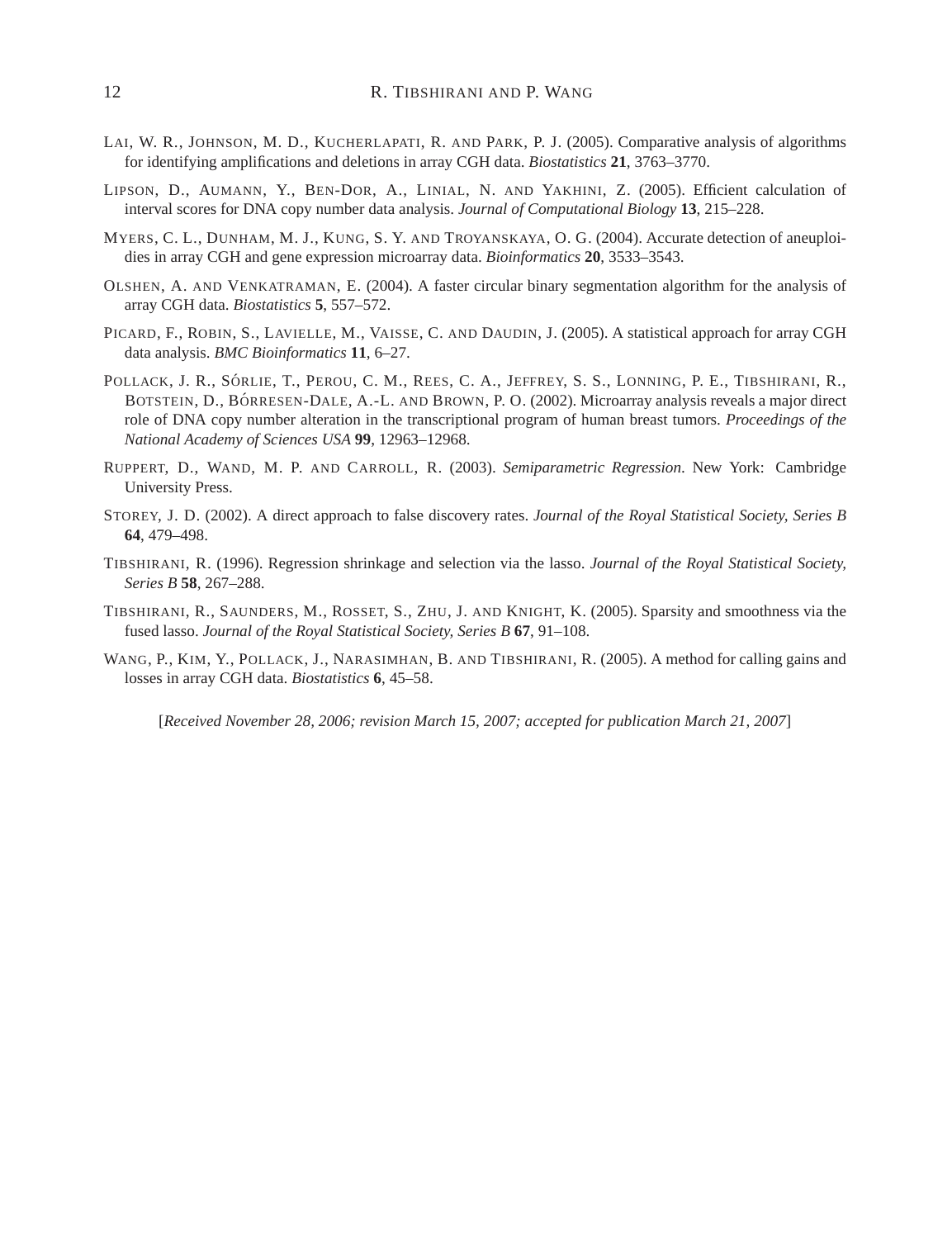LAI, W. R., JOHNSON, M. D., KUCHERLAPATI, R. AND PARK, P. J. (2005). Comparative analysis of algorithms for identifying amplifications and deletions in array CGH data. *Biostatistics* **21**, 3763–3770.

LIPSON, D., AUMANN, Y., BEN-DOR, A., LINIAL, N. AND YAKHINI, Z. (2005). Efficient calculation of interval scores for DNA copy number data analysis. *Journal of Computational Biology* **13**, 215–228.

MYERS, C. L., DUNHAM, M. J., KUNG, S. Y. AND TROYANSKAYA, O. G. (2004). Accurate detection of aneuploidies in array CGH and gene expression microarray data. *Bioinformatics* **20**, 3533–3543.

OLSHEN, A. AND VENKATRAMAN, E. (2004). A faster circular binary segmentation algorithm for the analysis of array CGH data. *Biostatistics* **5**, 557–572.

PICARD, F., ROBIN, S., LAVIELLE, M., VAISSE, C. AND DAUDIN, J. (2005). A statistical approach for array CGH data analysis. *BMC Bioinformatics* **11**, 6–27.

POLLACK, J. R., SÓRLIE, T., PEROU, C. M., REES, C. A., JEFFREY, S. S., LONNING, P. E., TIBSHIRANI, R., BOTSTEIN, D., BÓRRESEN-DALE, A.-L. AND BROWN, P. O. (2002). Microarray analysis reveals a major direct role of DNA copy number alteration in the transcriptional program of human breast tumors. *Proceedings of the National Academy of Sciences USA* **99**, 12963–12968.

RUPPERT, D., WAND, M. P. AND CARROLL, R. (2003). *Semiparametric Regression*. New York: Cambridge University Press.

STOREY, J. D. (2002). A direct approach to false discovery rates. *Journal of the Royal Statistical Society, Series B* **64**, 479–498.

TIBSHIRANI, R. (1996). Regression shrinkage and selection via the lasso. *Journal of the Royal Statistical Society, Series B* **58**, 267–288.

TIBSHIRANI, R., SAUNDERS, M., ROSSET, S., ZHU, J. AND KNIGHT, K. (2005). Sparsity and smoothness via the fused lasso. *Journal of the Royal Statistical Society, Series B* **67**, 91–108.

WANG, P., KIM, Y., POLLACK, J., NARASIMHAN, B. AND TIBSHIRANI, R. (2005). A method for calling gains and losses in array CGH data. *Biostatistics* **6**, 45–58.

[*Received November 28, 2006; revision March 15, 2007; accepted for publication March 21, 2007*]